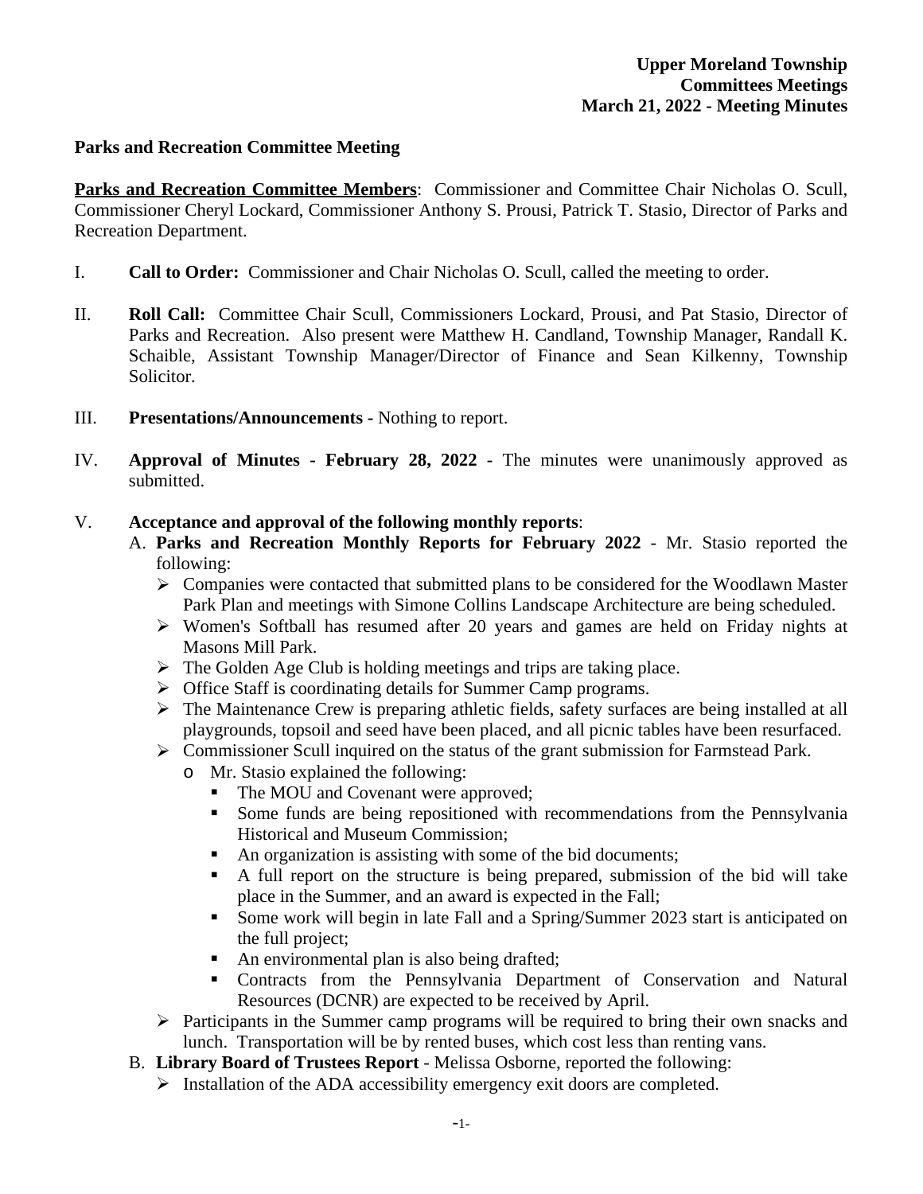**Upper Moreland Township**
**Committees Meetings**
**March 21, 2022 - Meeting Minutes**

**Parks and Recreation Committee Meeting**

**Parks and Recreation Committee Members**: Commissioner and Committee Chair Nicholas O. Scull, Commissioner Cheryl Lockard, Commissioner Anthony S. Prousi, Patrick T. Stasio, Director of Parks and Recreation Department.

I. **Call to Order:** Commissioner and Chair Nicholas O. Scull, called the meeting to order.

II. **Roll Call:** Committee Chair Scull, Commissioners Lockard, Prousi, and Pat Stasio, Director of Parks and Recreation. Also present were Matthew H. Candland, Township Manager, Randall K. Schaible, Assistant Township Manager/Director of Finance and Sean Kilkenny, Township Solicitor.

III. **Presentations/Announcements -** Nothing to report.

IV. **Approval of Minutes - February 28, 2022 -** The minutes were unanimously approved as submitted.

V. **Acceptance and approval of the following monthly reports**:

A. **Parks and Recreation Monthly Reports for February 2022** - Mr. Stasio reported the following:
   - Companies were contacted that submitted plans to be considered for the Woodlawn Master Park Plan and meetings with Simone Collins Landscape Architecture are being scheduled.
   - Women's Softball has resumed after 20 years and games are held on Friday nights at Masons Mill Park.
   - The Golden Age Club is holding meetings and trips are taking place.
   - Office Staff is coordinating details for Summer Camp programs.
   - The Maintenance Crew is preparing athletic fields, safety surfaces are being installed at all playgrounds, topsoil and seed have been placed, and all picnic tables have been resurfaced.
   - Commissioner Scull inquired on the status of the grant submission for Farmstead Park.
     - Mr. Stasio explained the following:
       - The MOU and Covenant were approved;
       - Some funds are being repositioned with recommendations from the Pennsylvania Historical and Museum Commission;
       - An organization is assisting with some of the bid documents;
       - A full report on the structure is being prepared, submission of the bid will take place in the Summer, and an award is expected in the Fall;
       - Some work will begin in late Fall and a Spring/Summer 2023 start is anticipated on the full project;
       - An environmental plan is also being drafted;
       - Contracts from the Pennsylvania Department of Conservation and Natural Resources (DCNR) are expected to be received by April.
   - Participants in the Summer camp programs will be required to bring their own snacks and lunch. Transportation will be by rented buses, which cost less than renting vans.

B. **Library Board of Trustees Report** - Melissa Osborne, reported the following:
   - Installation of the ADA accessibility emergency exit doors are completed.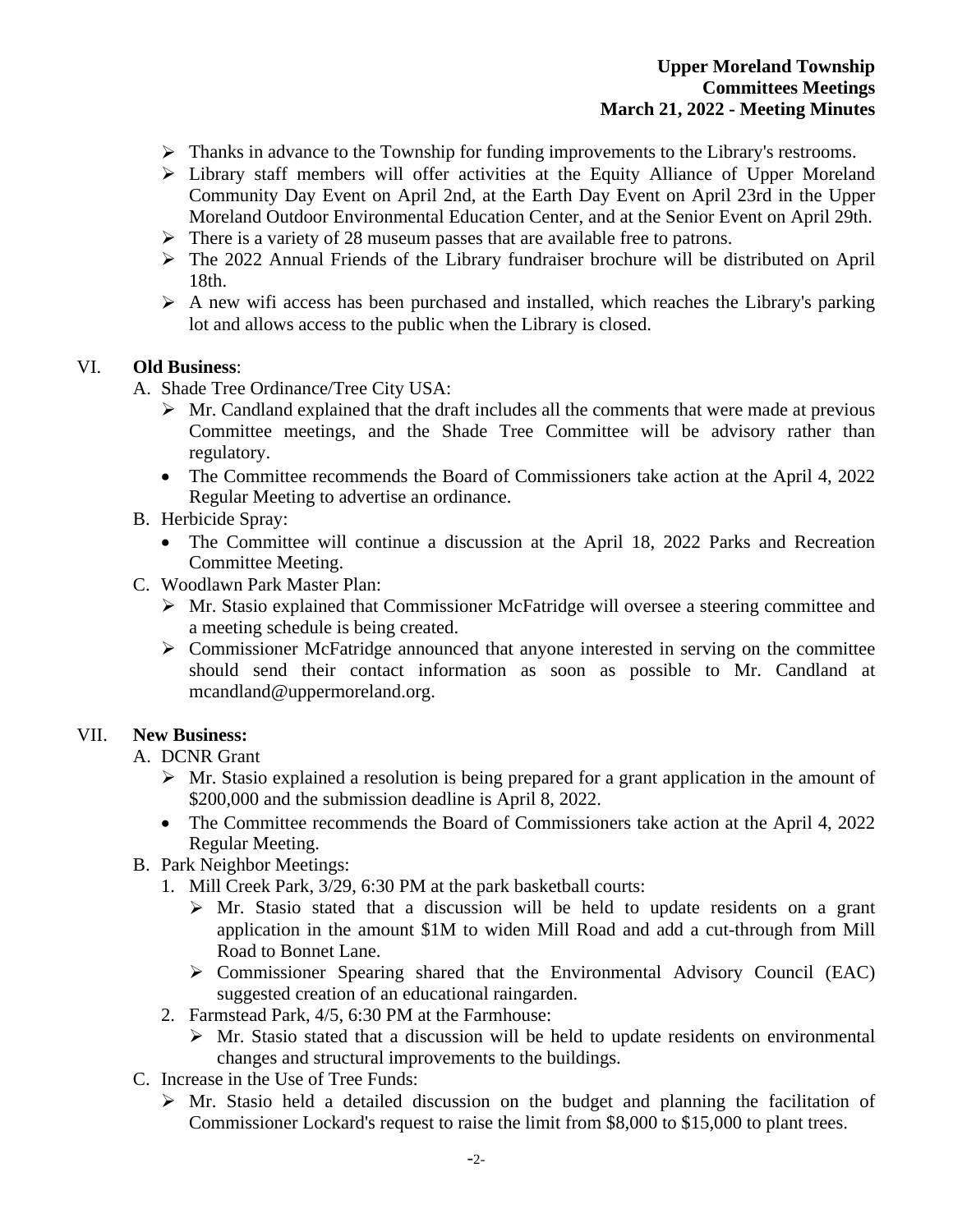- Thanks in advance to the Township for funding improvements to the Library's restrooms.
- Library staff members will offer activities at the Equity Alliance of Upper Moreland Community Day Event on April 2nd, at the Earth Day Event on April 23rd in the Upper Moreland Outdoor Environmental Education Center, and at the Senior Event on April 29th.
- There is a variety of 28 museum passes that are available free to patrons.
- The 2022 Annual Friends of the Library fundraiser brochure will be distributed on April 18th.
- A new wifi access has been purchased and installed, which reaches the Library's parking lot and allows access to the public when the Library is closed.

VI. **Old Business**:

A. Shade Tree Ordinance/Tree City USA:
   - Mr. Candland explained that the draft includes all the comments that were made at previous Committee meetings, and the Shade Tree Committee will be advisory rather than regulatory.
   - The Committee recommends the Board of Commissioners take action at the April 4, 2022 Regular Meeting to advertise an ordinance.

B. Herbicide Spray:
   - The Committee will continue a discussion at the April 18, 2022 Parks and Recreation Committee Meeting.

C. Woodlawn Park Master Plan:
   - Mr. Stasio explained that Commissioner McFatridge will oversee a steering committee and a meeting schedule is being created.
   - Commissioner McFatridge announced that anyone interested in serving on the committee should send their contact information as soon as possible to Mr. Candland at mcandland@uppermoreland.org.

VII. **New Business:**

A. DCNR Grant
   - Mr. Stasio explained a resolution is being prepared for a grant application in the amount of $200,000 and the submission deadline is April 8, 2022.
   - The Committee recommends the Board of Commissioners take action at the April 4, 2022 Regular Meeting.

B. Park Neighbor Meetings:
   1. Mill Creek Park, 3/29, 6:30 PM at the park basketball courts:
      - Mr. Stasio stated that a discussion will be held to update residents on a grant application in the amount $1M to widen Mill Road and add a cut-through from Mill Road to Bonnet Lane.
      - Commissioner Spearing shared that the Environmental Advisory Council (EAC) suggested creation of an educational raingarden.
   2. Farmstead Park, 4/5, 6:30 PM at the Farmhouse:
      - Mr. Stasio stated that a discussion will be held to update residents on environmental changes and structural improvements to the buildings.

C. Increase in the Use of Tree Funds:
   - Mr. Stasio held a detailed discussion on the budget and planning the facilitation of Commissioner Lockard's request to raise the limit from $8,000 to $15,000 to plant trees.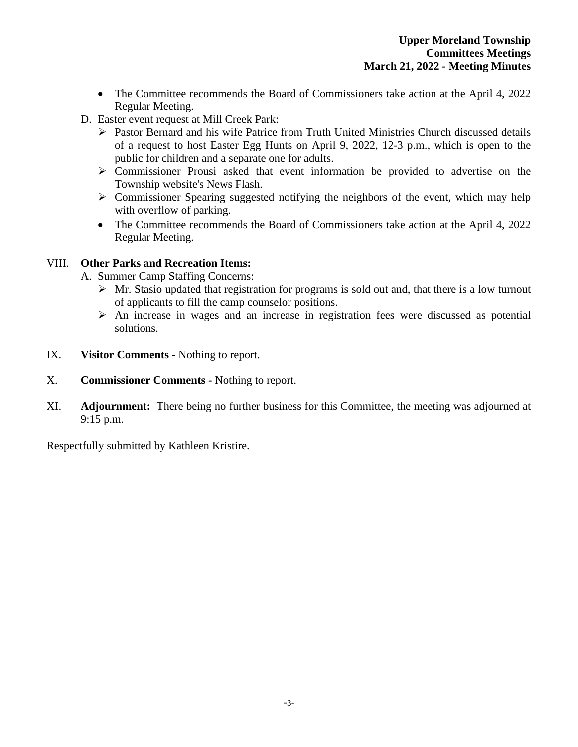- The Committee recommends the Board of Commissioners take action at the April 4, 2022 Regular Meeting.

D. Easter event request at Mill Creek Park:
   - Pastor Bernard and his wife Patrice from Truth United Ministries Church discussed details of a request to host Easter Egg Hunts on April 9, 2022, 12-3 p.m., which is open to the public for children and a separate one for adults.
   - Commissioner Prousi asked that event information be provided to advertise on the Township website's News Flash.
   - Commissioner Spearing suggested notifying the neighbors of the event, which may help with overflow of parking.
   - The Committee recommends the Board of Commissioners take action at the April 4, 2022 Regular Meeting.

VIII. **Other Parks and Recreation Items:**

A. Summer Camp Staffing Concerns:
   - Mr. Stasio updated that registration for programs is sold out and, that there is a low turnout of applicants to fill the camp counselor positions.
   - An increase in wages and an increase in registration fees were discussed as potential solutions.

IX. **Visitor Comments -** Nothing to report.

X. **Commissioner Comments -** Nothing to report.

XI. **Adjournment:** There being no further business for this Committee, the meeting was adjourned at 9:15 p.m.

Respectfully submitted by Kathleen Kristire.